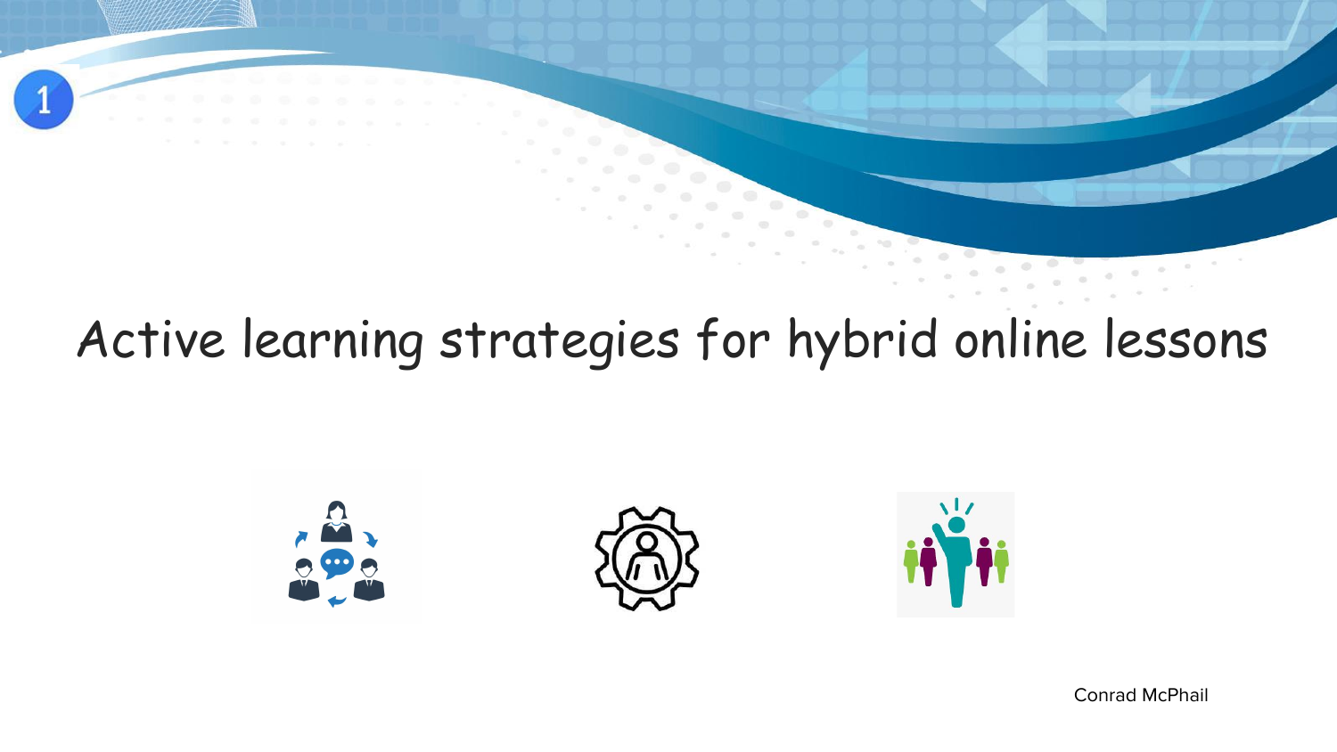# Active learning strategies for hybrid online lessons

Conrad McPhail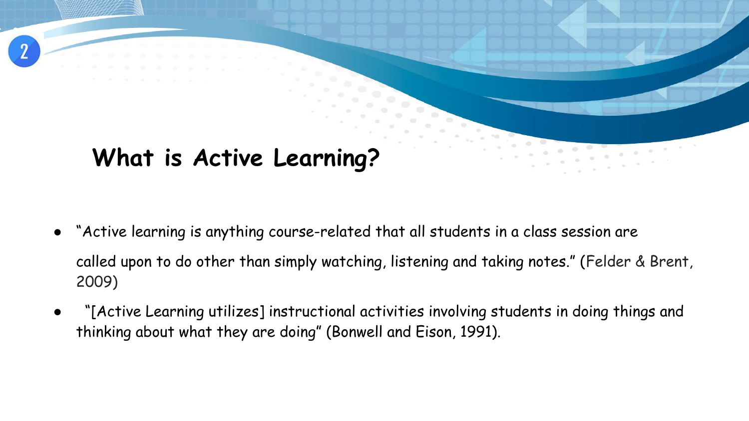# What is Active Learning?

- "Active learning is anything course-related that all students in a class session are called upon to do other than simply watching, listening and taking notes." (Felder & Brent, 2009)
- "[Active Learning utilizes] instructional activities involving students in doing things and thinking about what they are doing" (Bonwell and Eison, 1991).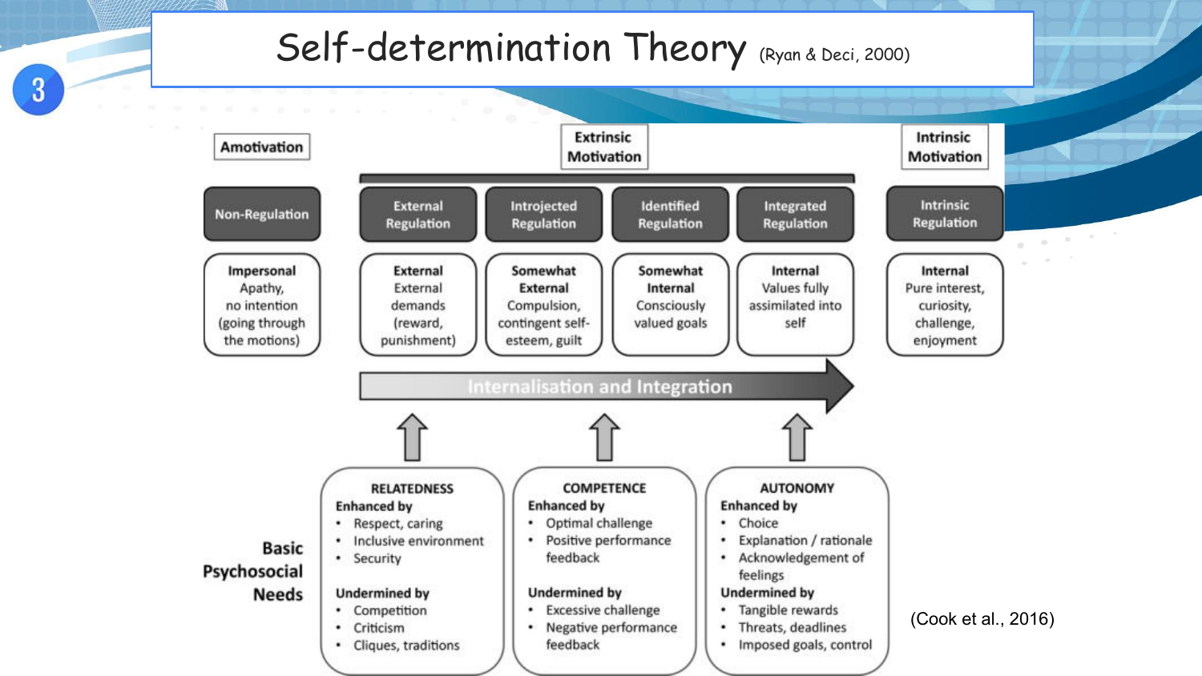# Self-determination Theory (Ryan & Deci, 2000)

| Amotivation | Extrinsic Motivation | | | | Intrinsic Motivation |
|---|---|---|---|---|---|
| Non-Regulation | External Regulation | Introjected Regulation | Identified Regulation | Integrated Regulation | Intrinsic Regulation |
| **Impersonal** Apathy, no intention (going through the motions) | **External** External demands (reward, punishment) | **Somewhat External** Compulsion, contingent self-esteem, guilt | **Somewhat Internal** Consciously valued goals | **Internal** Values fully assimilated into self | **Internal** Pure interest, curiosity, challenge, enjoyment |

Internalisation and Integration →

**Basic Psychosocial Needs**

**RELATEDNESS**

Enhanced by
- Respect, caring
- Inclusive environment
- Security

Undermined by
- Competition
- Criticism
- Cliques, traditions

**COMPETENCE**

Enhanced by
- Optimal challenge
- Positive performance feedback

Undermined by
- Excessive challenge
- Negative performance feedback

**AUTONOMY**

Enhanced by
- Choice
- Explanation / rationale
- Acknowledgement of feelings

Undermined by
- Tangible rewards
- Threats, deadlines
- Imposed goals, control

(Cook et al., 2016)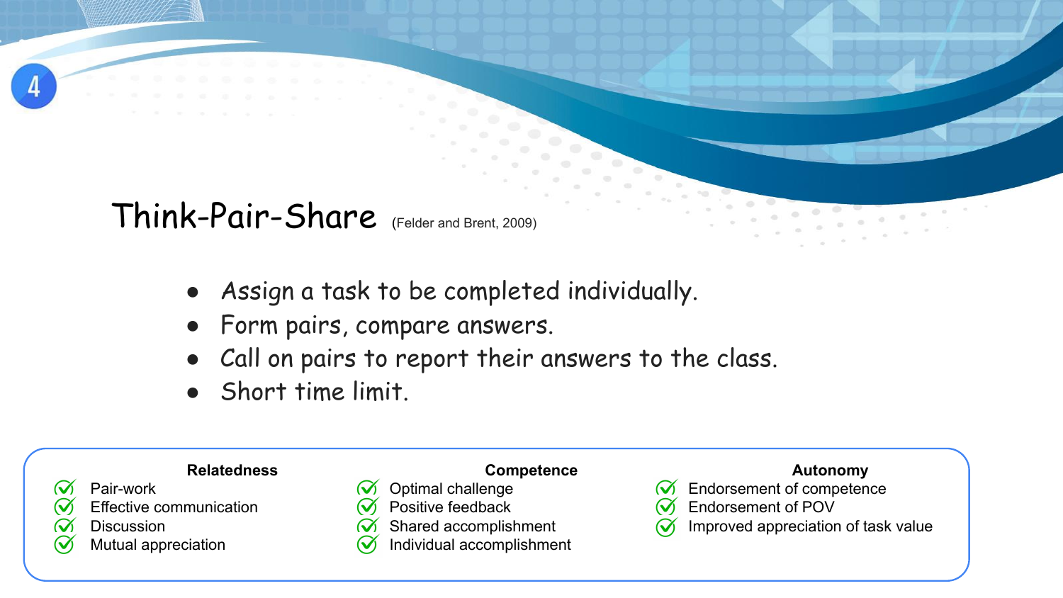## Think-Pair-Share (Felder and Brent, 2009)

- Assign a task to be completed individually.
- Form pairs, compare answers.
- Call on pairs to report their answers to the class.
- Short time limit.

| Relatedness | Competence | Autonomy |
| --- | --- | --- |
| ✓ Pair-work | ✓ Optimal challenge | ✓ Endorsement of competence |
| ✓ Effective communication | ✓ Positive feedback | ✓ Endorsement of POV |
| ✓ Discussion | ✓ Shared accomplishment | ✓ Improved appreciation of task value |
| ✓ Mutual appreciation | ✓ Individual accomplishment | |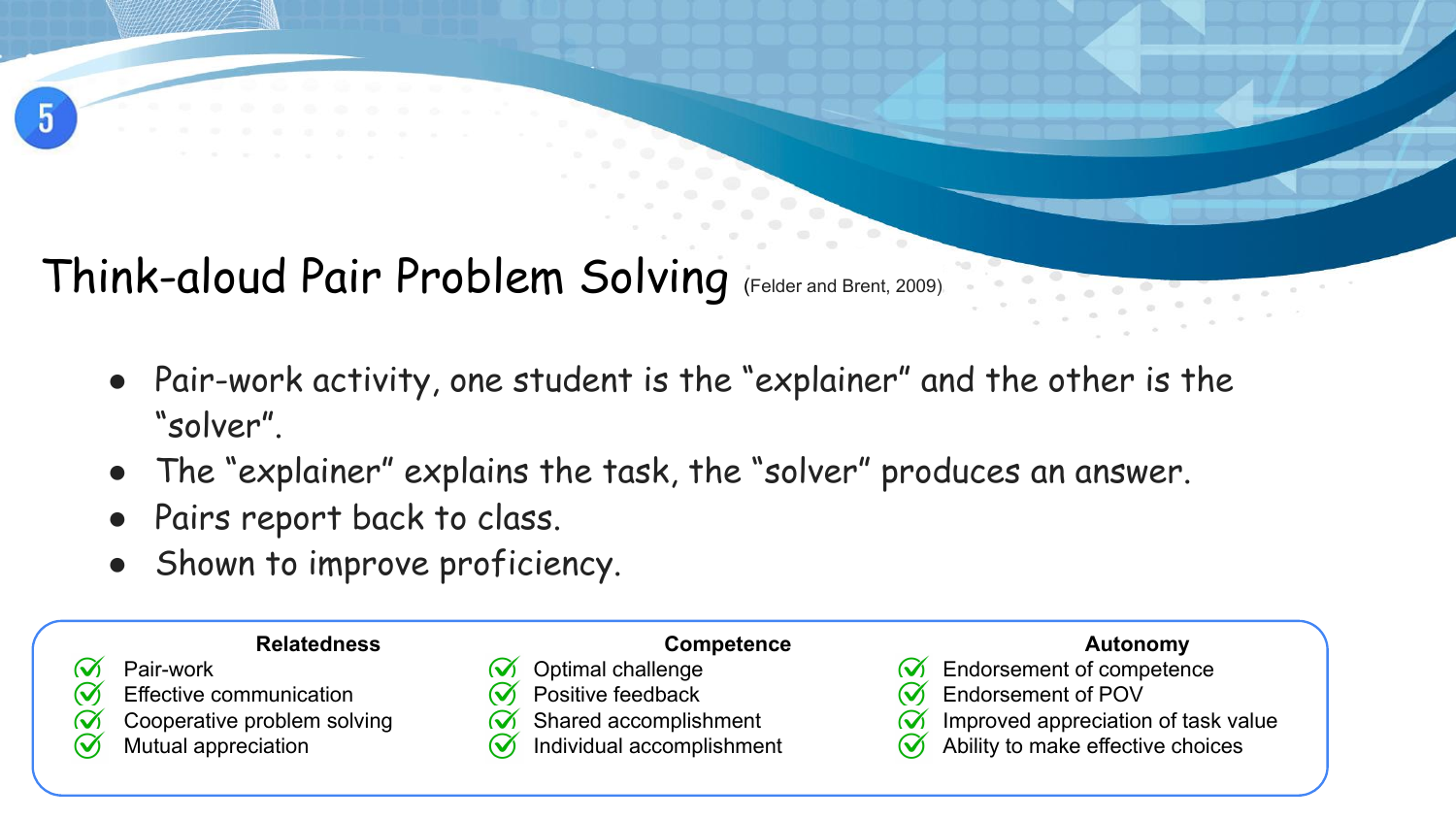# Think-aloud Pair Problem Solving (Felder and Brent, 2009)

- Pair-work activity, one student is the "explainer" and the other is the "solver".
- The "explainer" explains the task, the "solver" produces an answer.
- Pairs report back to class.
- Shown to improve proficiency.

| Relatedness | Competence | Autonomy |
| --- | --- | --- |
| ✓ Pair-work | ✓ Optimal challenge | ✓ Endorsement of competence |
| ✓ Effective communication | ✓ Positive feedback | ✓ Endorsement of POV |
| ✓ Cooperative problem solving | ✓ Shared accomplishment | ✓ Improved appreciation of task value |
| ✓ Mutual appreciation | ✓ Individual accomplishment | ✓ Ability to make effective choices |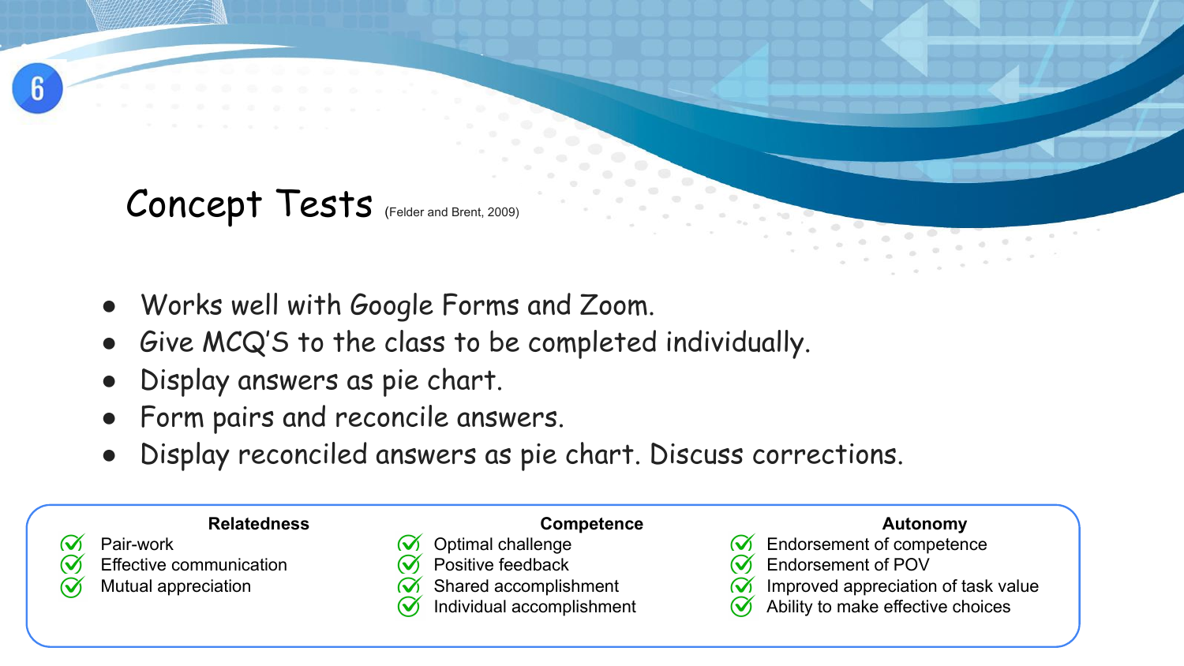# Concept Tests (Felder and Brent, 2009)

- Works well with Google Forms and Zoom.
- Give MCQ'S to the class to be completed individually.
- Display answers as pie chart.
- Form pairs and reconcile answers.
- Display reconciled answers as pie chart. Discuss corrections.

| Relatedness | Competence | Autonomy |
| --- | --- | --- |
| ✓ Pair-work | ✓ Optimal challenge | ✓ Endorsement of competence |
| ✓ Effective communication | ✓ Positive feedback | ✓ Endorsement of POV |
| ✓ Mutual appreciation | ✓ Shared accomplishment | ✓ Improved appreciation of task value |
| | ✓ Individual accomplishment | ✓ Ability to make effective choices |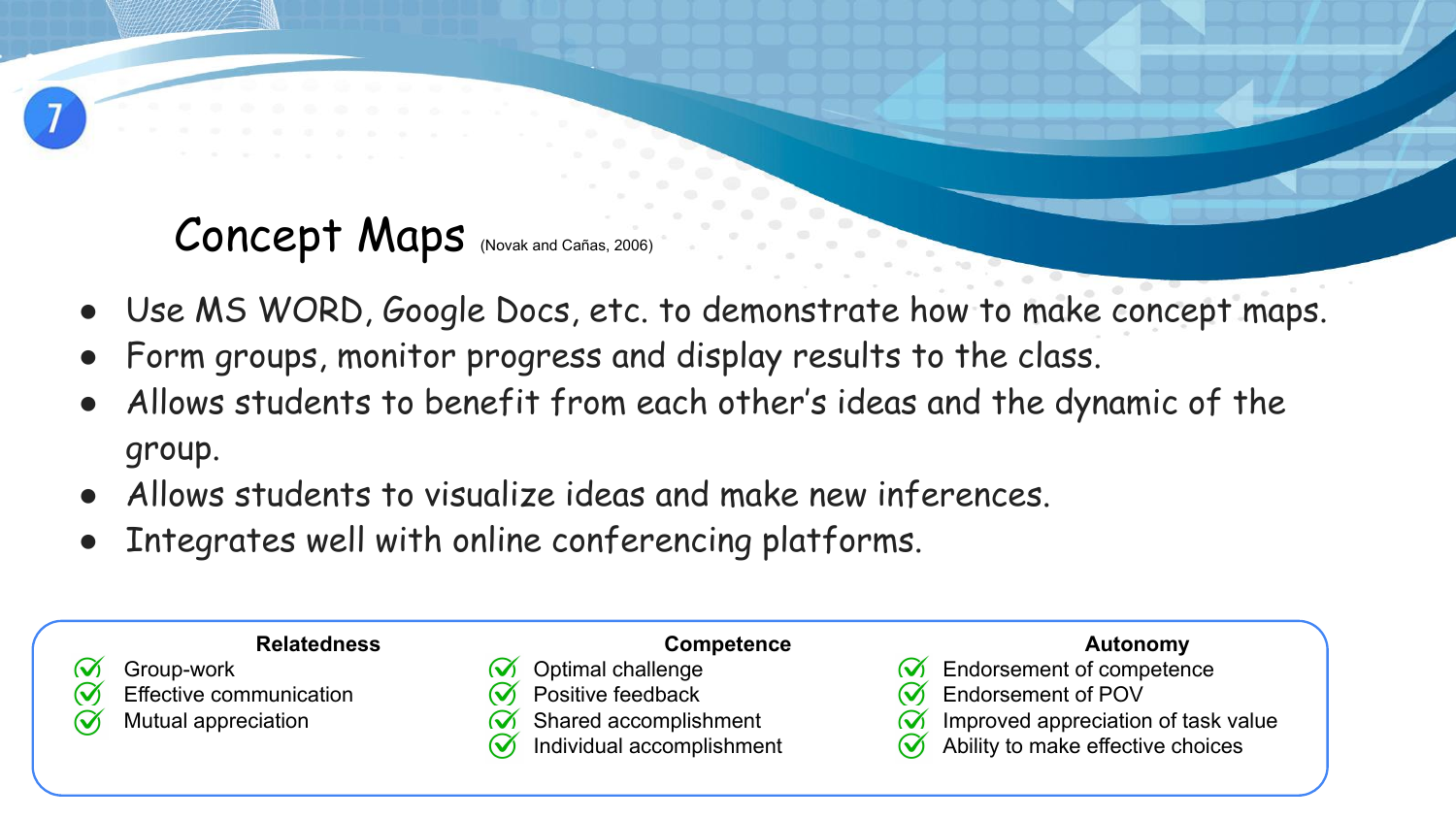## Concept Maps (Novak and Cañas, 2006)

- Use MS WORD, Google Docs, etc. to demonstrate how to make concept maps.
- Form groups, monitor progress and display results to the class.
- Allows students to benefit from each other's ideas and the dynamic of the group.
- Allows students to visualize ideas and make new inferences.
- Integrates well with online conferencing platforms.

| Relatedness | Competence | Autonomy |
| --- | --- | --- |
| ✓ Group-work | ✓ Optimal challenge | ✓ Endorsement of competence |
| ✓ Effective communication | ✓ Positive feedback | ✓ Endorsement of POV |
| ✓ Mutual appreciation | ✓ Shared accomplishment | ✓ Improved appreciation of task value |
| | ✓ Individual accomplishment | ✓ Ability to make effective choices |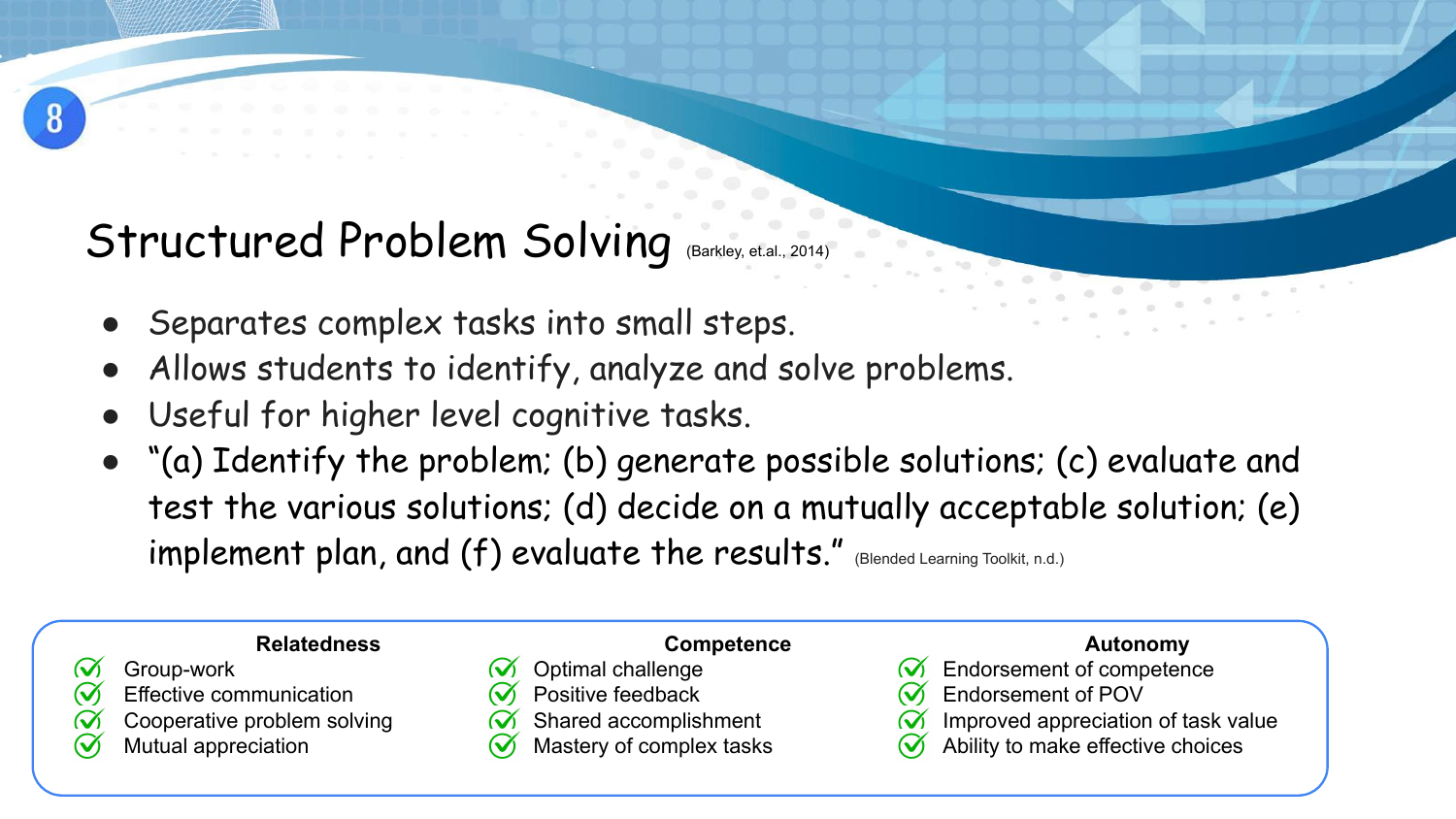# Structured Problem Solving (Barkley, et.al., 2014)

- Separates complex tasks into small steps.
- Allows students to identify, analyze and solve problems.
- Useful for higher level cognitive tasks.
- "(a) Identify the problem; (b) generate possible solutions; (c) evaluate and test the various solutions; (d) decide on a mutually acceptable solution; (e) implement plan, and (f) evaluate the results." (Blended Learning Toolkit, n.d.)

| Relatedness | Competence | Autonomy |
|---|---|---|
| ✓ Group-work | ✓ Optimal challenge | ✓ Endorsement of competence |
| ✓ Effective communication | ✓ Positive feedback | ✓ Endorsement of POV |
| ✓ Cooperative problem solving | ✓ Shared accomplishment | ✓ Improved appreciation of task value |
| ✓ Mutual appreciation | ✓ Mastery of complex tasks | ✓ Ability to make effective choices |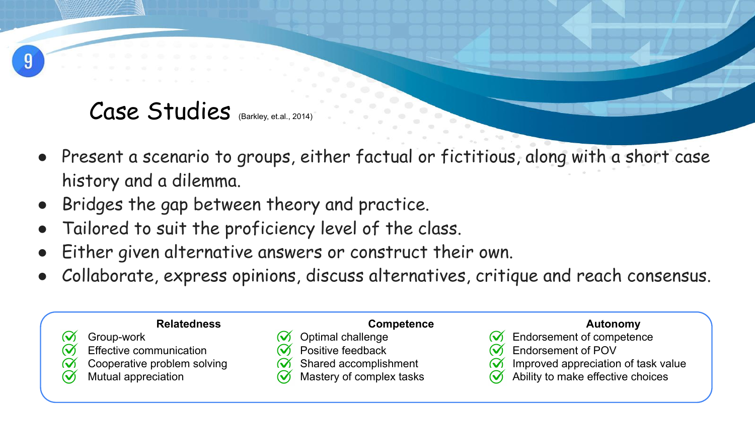## Case Studies (Barkley, et.al., 2014)

- Present a scenario to groups, either factual or fictitious, along with a short case history and a dilemma.
- Bridges the gap between theory and practice.
- Tailored to suit the proficiency level of the class.
- Either given alternative answers or construct their own.
- Collaborate, express opinions, discuss alternatives, critique and reach consensus.

| Relatedness | Competence | Autonomy |
| --- | --- | --- |
| ✓ Group-work | ✓ Optimal challenge | ✓ Endorsement of competence |
| ✓ Effective communication | ✓ Positive feedback | ✓ Endorsement of POV |
| ✓ Cooperative problem solving | ✓ Shared accomplishment | ✓ Improved appreciation of task value |
| ✓ Mutual appreciation | ✓ Mastery of complex tasks | ✓ Ability to make effective choices |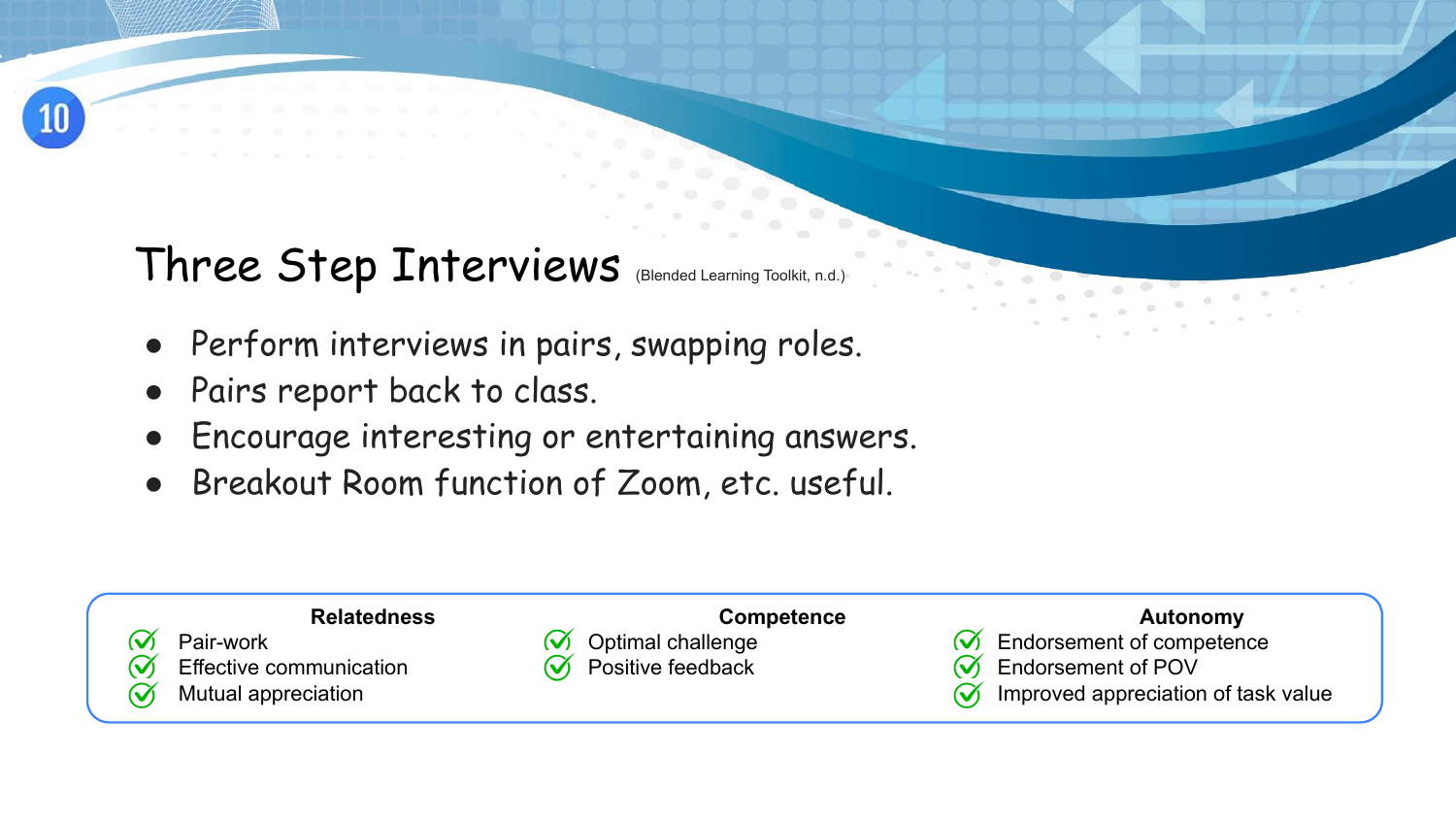# Three Step Interviews (Blended Learning Toolkit, n.d.)

- Perform interviews in pairs, swapping roles.
- Pairs report back to class.
- Encourage interesting or entertaining answers.
- Breakout Room function of Zoom, etc. useful.

| Relatedness | Competence | Autonomy |
| --- | --- | --- |
| ✓ Pair-work | ✓ Optimal challenge | ✓ Endorsement of competence |
| ✓ Effective communication | ✓ Positive feedback | ✓ Endorsement of POV |
| ✓ Mutual appreciation | | ✓ Improved appreciation of task value |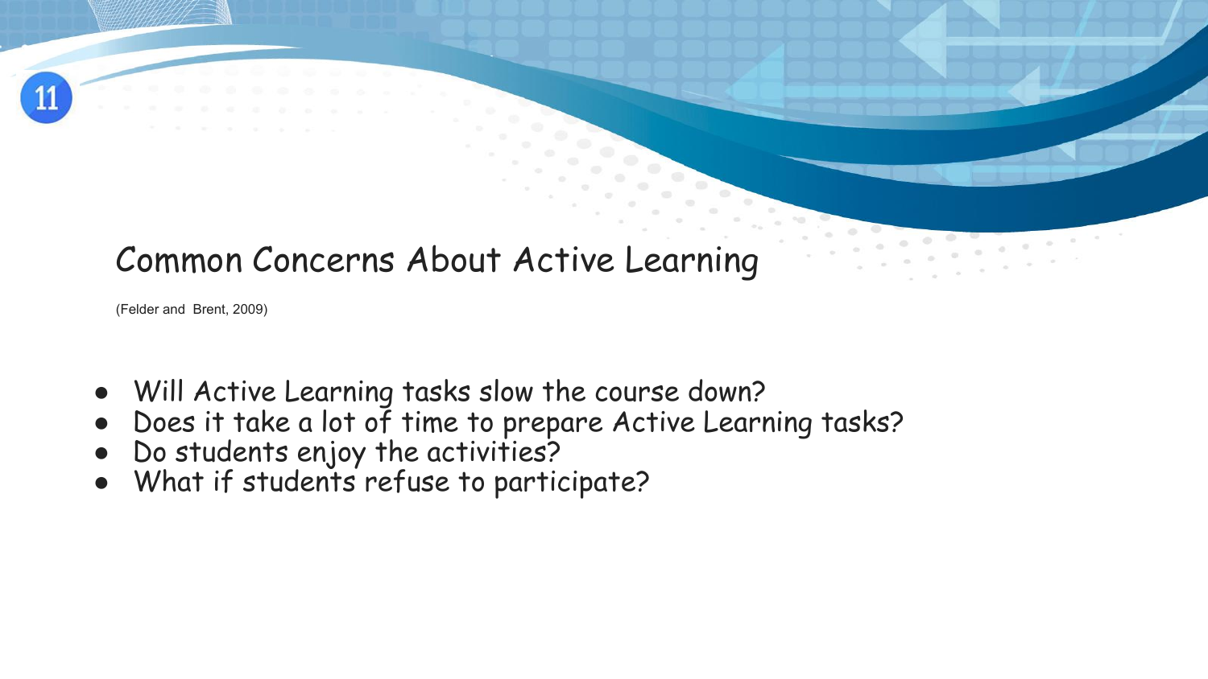# Common Concerns About Active Learning

(Felder and Brent, 2009)

- Will Active Learning tasks slow the course down?
- Does it take a lot of time to prepare Active Learning tasks?
- Do students enjoy the activities?
- What if students refuse to participate?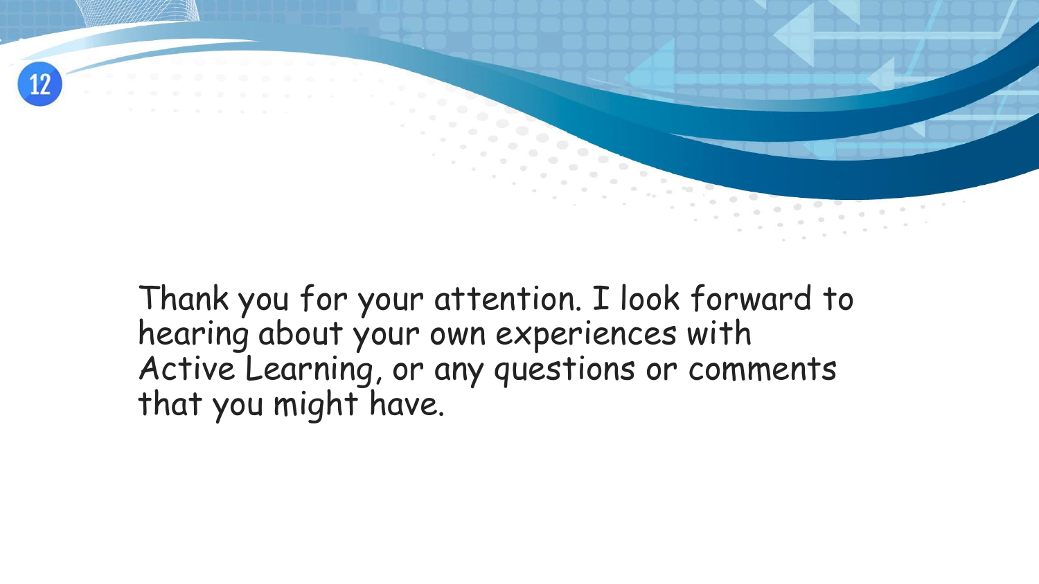Thank you for your attention. I look forward to hearing about your own experiences with Active Learning, or any questions or comments that you might have.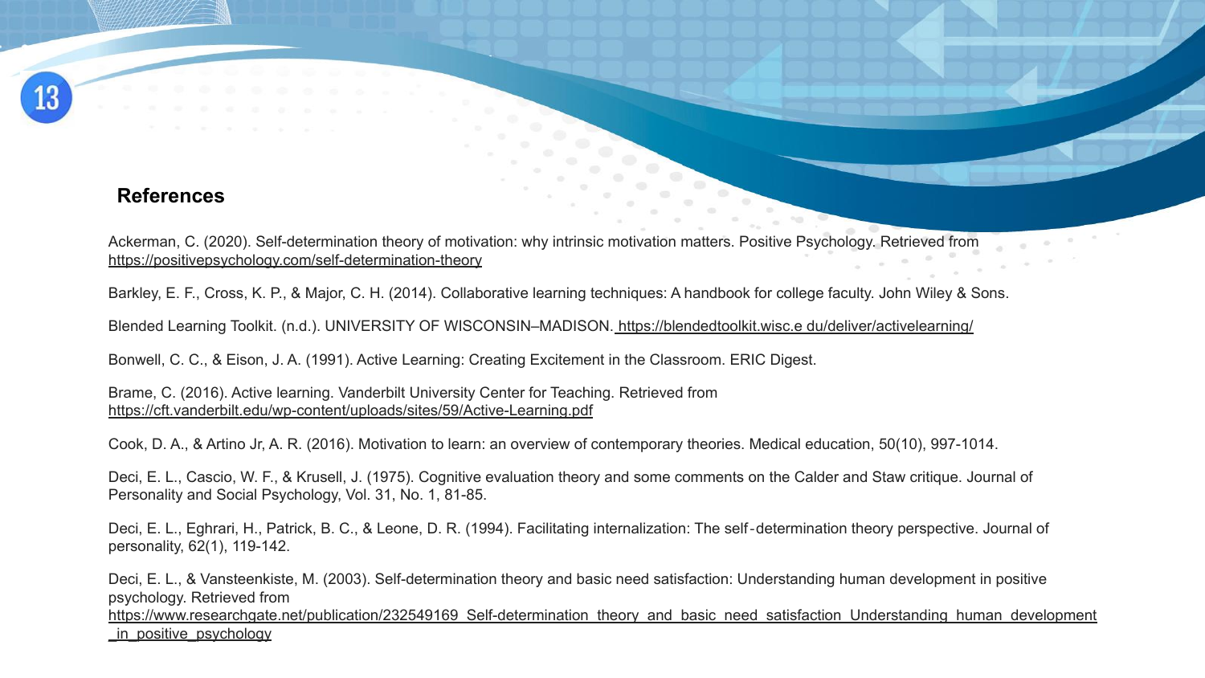## References

Ackerman, C. (2020). Self-determination theory of motivation: why intrinsic motivation matters. Positive Psychology. Retrieved from https://positivepsychology.com/self-determination-theory

Barkley, E. F., Cross, K. P., & Major, C. H. (2014). Collaborative learning techniques: A handbook for college faculty. John Wiley & Sons.

Blended Learning Toolkit. (n.d.). UNIVERSITY OF WISCONSIN–MADISON. https://blendedtoolkit.wisc.e du/deliver/activelearning/

Bonwell, C. C., & Eison, J. A. (1991). Active Learning: Creating Excitement in the Classroom. ERIC Digest.

Brame, C. (2016). Active learning. Vanderbilt University Center for Teaching. Retrieved from https://cft.vanderbilt.edu/wp-content/uploads/sites/59/Active-Learning.pdf

Cook, D. A., & Artino Jr, A. R. (2016). Motivation to learn: an overview of contemporary theories. Medical education, 50(10), 997-1014.

Deci, E. L., Cascio, W. F., & Krusell, J. (1975). Cognitive evaluation theory and some comments on the Calder and Staw critique. Journal of Personality and Social Psychology, Vol. 31, No. 1, 81-85.

Deci, E. L., Eghrari, H., Patrick, B. C., & Leone, D. R. (1994). Facilitating internalization: The self-determination theory perspective. Journal of personality, 62(1), 119-142.

Deci, E. L., & Vansteenkiste, M. (2003). Self-determination theory and basic need satisfaction: Understanding human development in positive psychology. Retrieved from https://www.researchgate.net/publication/232549169_Self-determination_theory_and_basic_need_satisfaction_Understanding_human_development_in_positive_psychology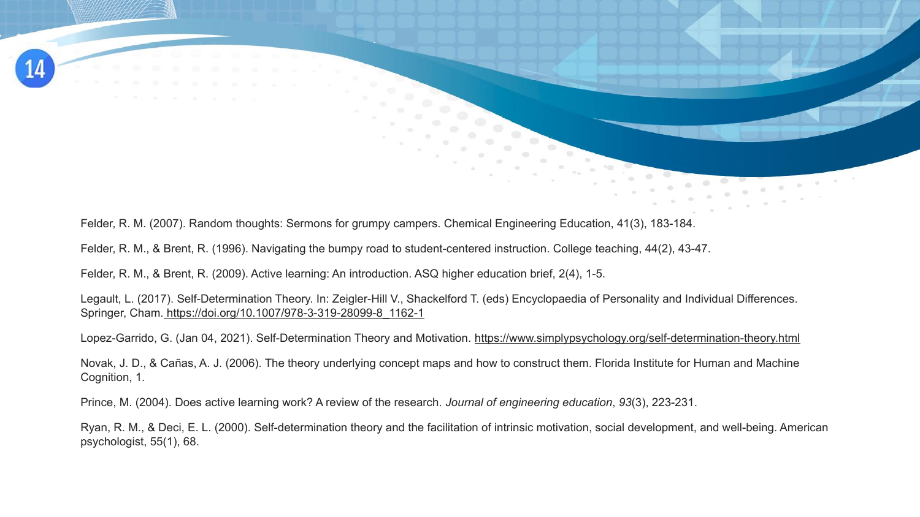Felder, R. M. (2007). Random thoughts: Sermons for grumpy campers. Chemical Engineering Education, 41(3), 183-184.

Felder, R. M., & Brent, R. (1996). Navigating the bumpy road to student-centered instruction. College teaching, 44(2), 43-47.

Felder, R. M., & Brent, R. (2009). Active learning: An introduction. ASQ higher education brief, 2(4), 1-5.

Legault, L. (2017). Self-Determination Theory. In: Zeigler-Hill V., Shackelford T. (eds) Encyclopaedia of Personality and Individual Differences. Springer, Cham. https://doi.org/10.1007/978-3-319-28099-8_1162-1

Lopez-Garrido, G. (Jan 04, 2021). Self-Determination Theory and Motivation. https://www.simplypsychology.org/self-determination-theory.html

Novak, J. D., & Cañas, A. J. (2006). The theory underlying concept maps and how to construct them. Florida Institute for Human and Machine Cognition, 1.

Prince, M. (2004). Does active learning work? A review of the research. *Journal of engineering education*, *93*(3), 223-231.

Ryan, R. M., & Deci, E. L. (2000). Self-determination theory and the facilitation of intrinsic motivation, social development, and well-being. American psychologist, 55(1), 68.